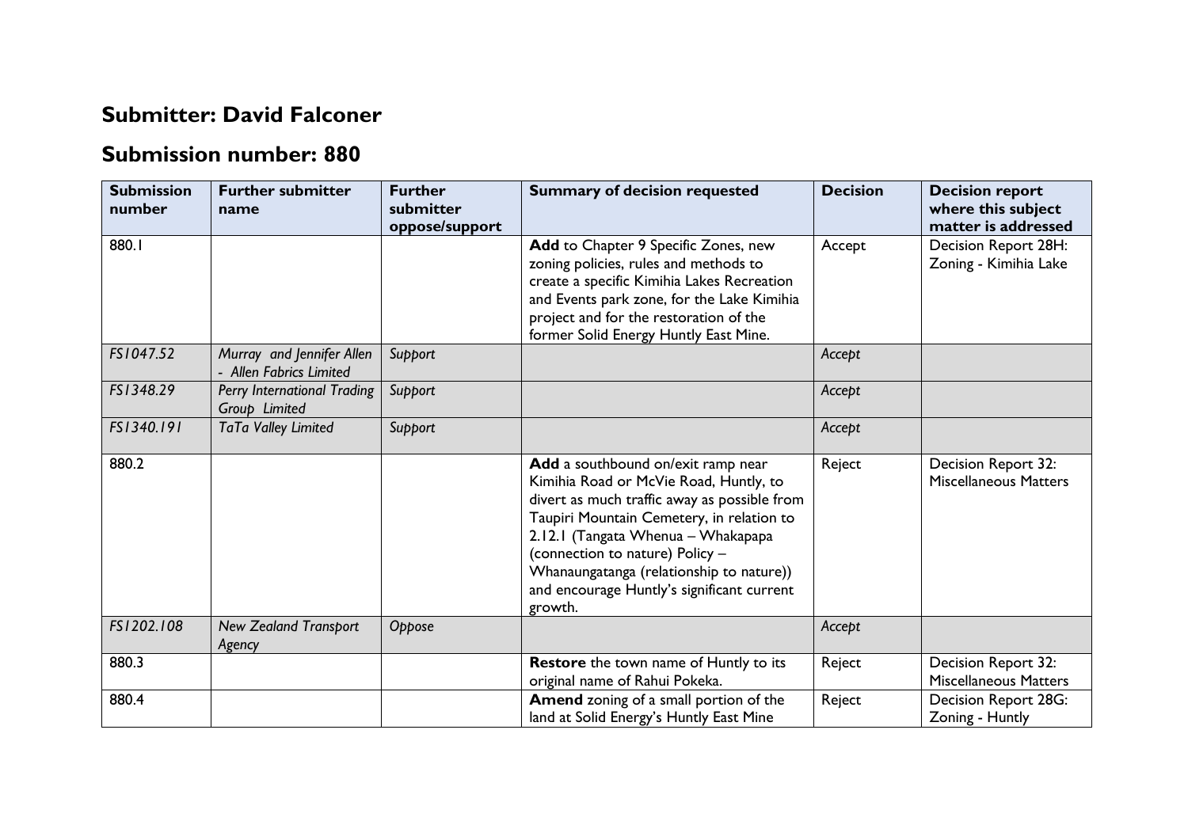## Submitter: David Falconer

## Submission number: 880

| Submission number | Further submitter name | Further submitter oppose/support | Summary of decision requested | Decision | Decision report where this subject matter is addressed |
|---|---|---|---|---|---|
| 880.1 | | | **Add** to Chapter 9 Specific Zones, new zoning policies, rules and methods to create a specific Kimihia Lakes Recreation and Events park zone, for the Lake Kimihia project and for the restoration of the former Solid Energy Huntly East Mine. | Accept | Decision Report 28H: Zoning - Kimihia Lake |
| *FS1047.52* | *Murray and Jennifer Allen - Allen Fabrics Limited* | *Support* | | *Accept* | |
| *FS1348.29* | *Perry International Trading Group Limited* | *Support* | | *Accept* | |
| *FS1340.191* | *TaTa Valley Limited* | *Support* | | *Accept* | |
| 880.2 | | | **Add** a southbound on/exit ramp near Kimihia Road or McVie Road, Huntly, to divert as much traffic away as possible from Taupiri Mountain Cemetery, in relation to 2.12.1 (Tangata Whenua – Whakapapa (connection to nature) Policy – Whanaungatanga (relationship to nature)) and encourage Huntly's significant current growth. | Reject | Decision Report 32: Miscellaneous Matters |
| *FS1202.108* | *New Zealand Transport Agency* | *Oppose* | | *Accept* | |
| 880.3 | | | **Restore** the town name of Huntly to its original name of Rahui Pokeka. | Reject | Decision Report 32: Miscellaneous Matters |
| 880.4 | | | **Amend** zoning of a small portion of the land at Solid Energy's Huntly East Mine | Reject | Decision Report 28G: Zoning - Huntly |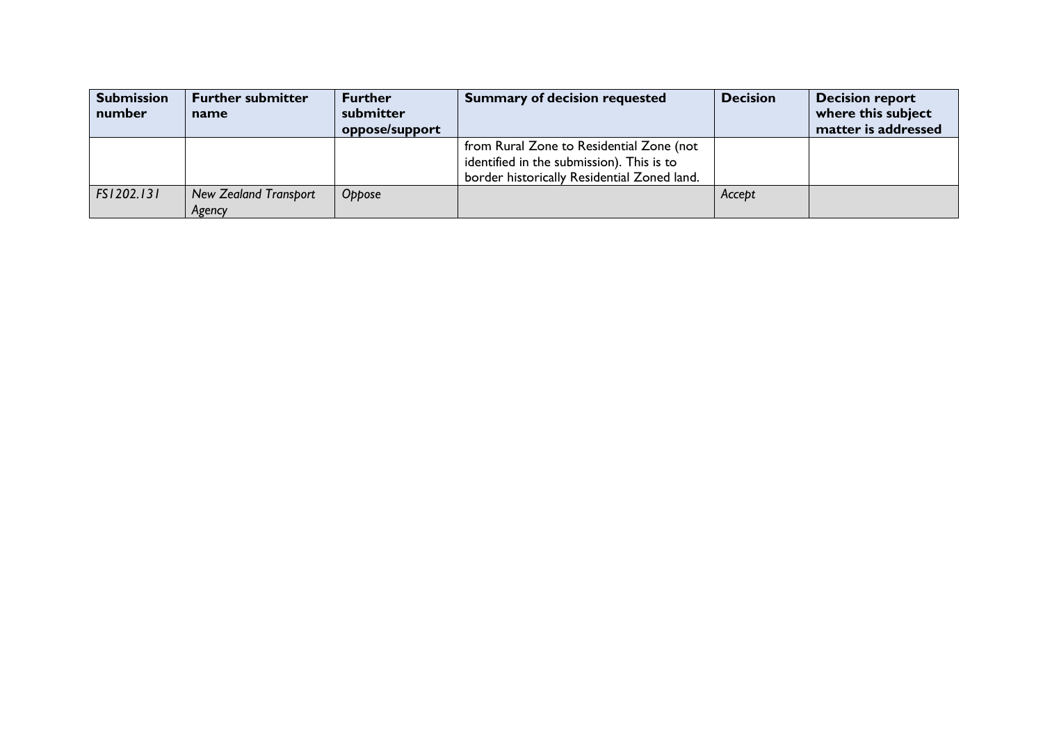| Submission number | Further submitter name | Further submitter oppose/support | Summary of decision requested | Decision | Decision report where this subject matter is addressed |
|---|---|---|---|---|---|
| | | | from Rural Zone to Residential Zone (not identified in the submission). This is to border historically Residential Zoned land. | | |
| *FS1202.131* | *New Zealand Transport Agency* | *Oppose* | | *Accept* | |